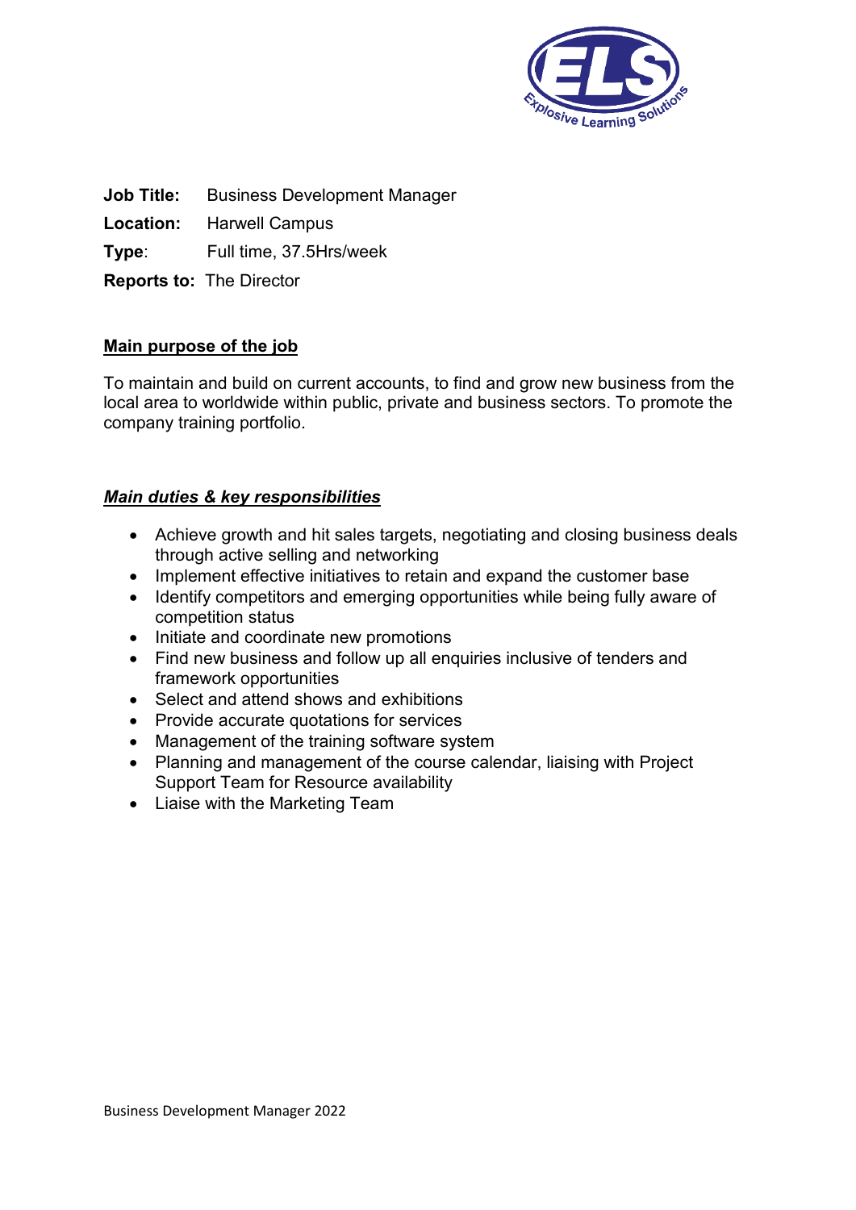**Job Title:** Business Development Manager

**Location:** Harwell Campus

**Type:** Full time, 37.5Hrs/week

**Reports to:** The Director

## Main purpose of the job

To maintain and build on current accounts, to find and grow new business from the local area to worldwide within public, private and business sectors. To promote the company training portfolio.

## *Main duties & key responsibilities*

- Achieve growth and hit sales targets, negotiating and closing business deals through active selling and networking
- Implement effective initiatives to retain and expand the customer base
- Identify competitors and emerging opportunities while being fully aware of competition status
- Initiate and coordinate new promotions
- Find new business and follow up all enquiries inclusive of tenders and framework opportunities
- Select and attend shows and exhibitions
- Provide accurate quotations for services
- Management of the training software system
- Planning and management of the course calendar, liaising with Project Support Team for Resource availability
- Liaise with the Marketing Team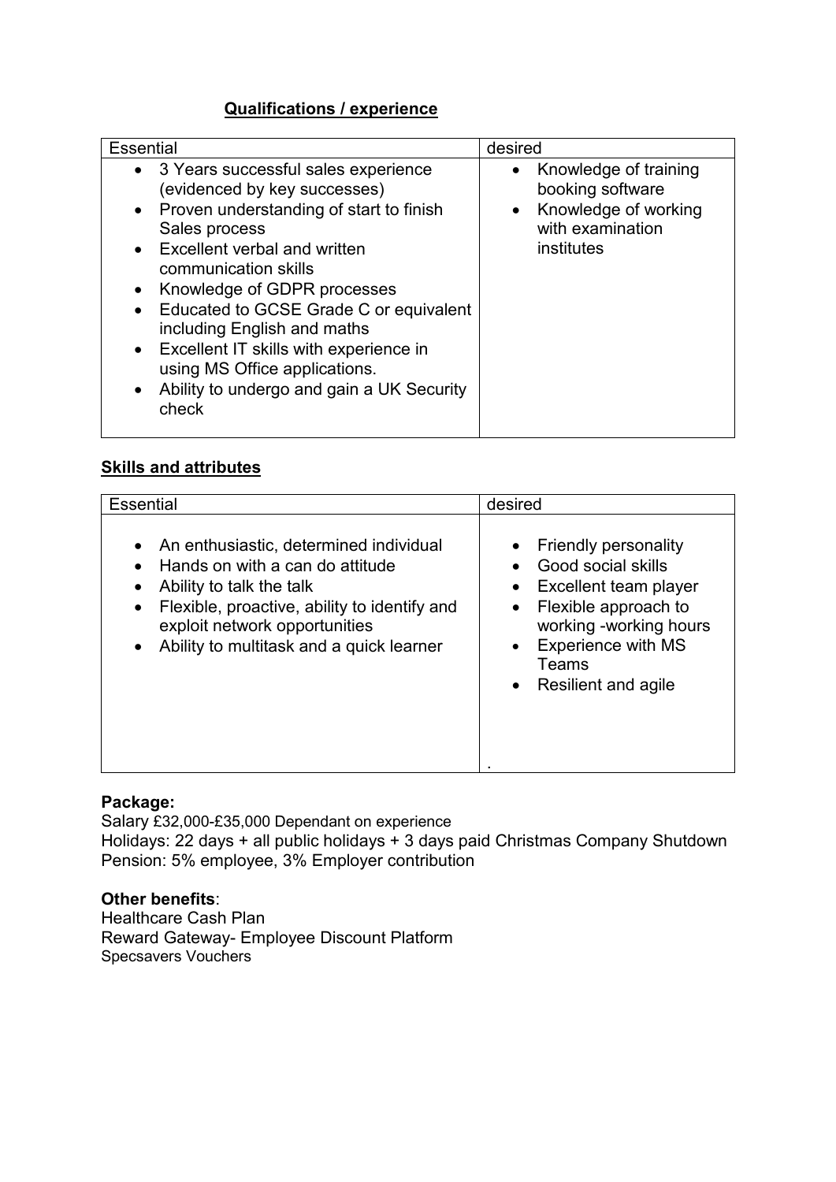## **Qualifications / experience**

| Essential | desired |
| --- | --- |
| • 3 Years successful sales experience (evidenced by key successes)<br>• Proven understanding of start to finish Sales process<br>• Excellent verbal and written communication skills<br>• Knowledge of GDPR processes<br>• Educated to GCSE Grade C or equivalent including English and maths<br>• Excellent IT skills with experience in using MS Office applications.<br>• Ability to undergo and gain a UK Security check | • Knowledge of training booking software<br>• Knowledge of working with examination institutes |

## **Skills and attributes**

| Essential | desired |
| --- | --- |
| • An enthusiastic, determined individual<br>• Hands on with a can do attitude<br>• Ability to talk the talk<br>• Flexible, proactive, ability to identify and exploit network opportunities<br>• Ability to multitask and a quick learner | • Friendly personality<br>• Good social skills<br>• Excellent team player<br>• Flexible approach to working -working hours<br>• Experience with MS Teams<br>• Resilient and agile<br>. |

**Package:**

Salary £32,000-£35,000 Dependant on experience
Holidays: 22 days + all public holidays + 3 days paid Christmas Company Shutdown
Pension: 5% employee, 3% Employer contribution

**Other benefits**:

Healthcare Cash Plan
Reward Gateway- Employee Discount Platform
Specsavers Vouchers